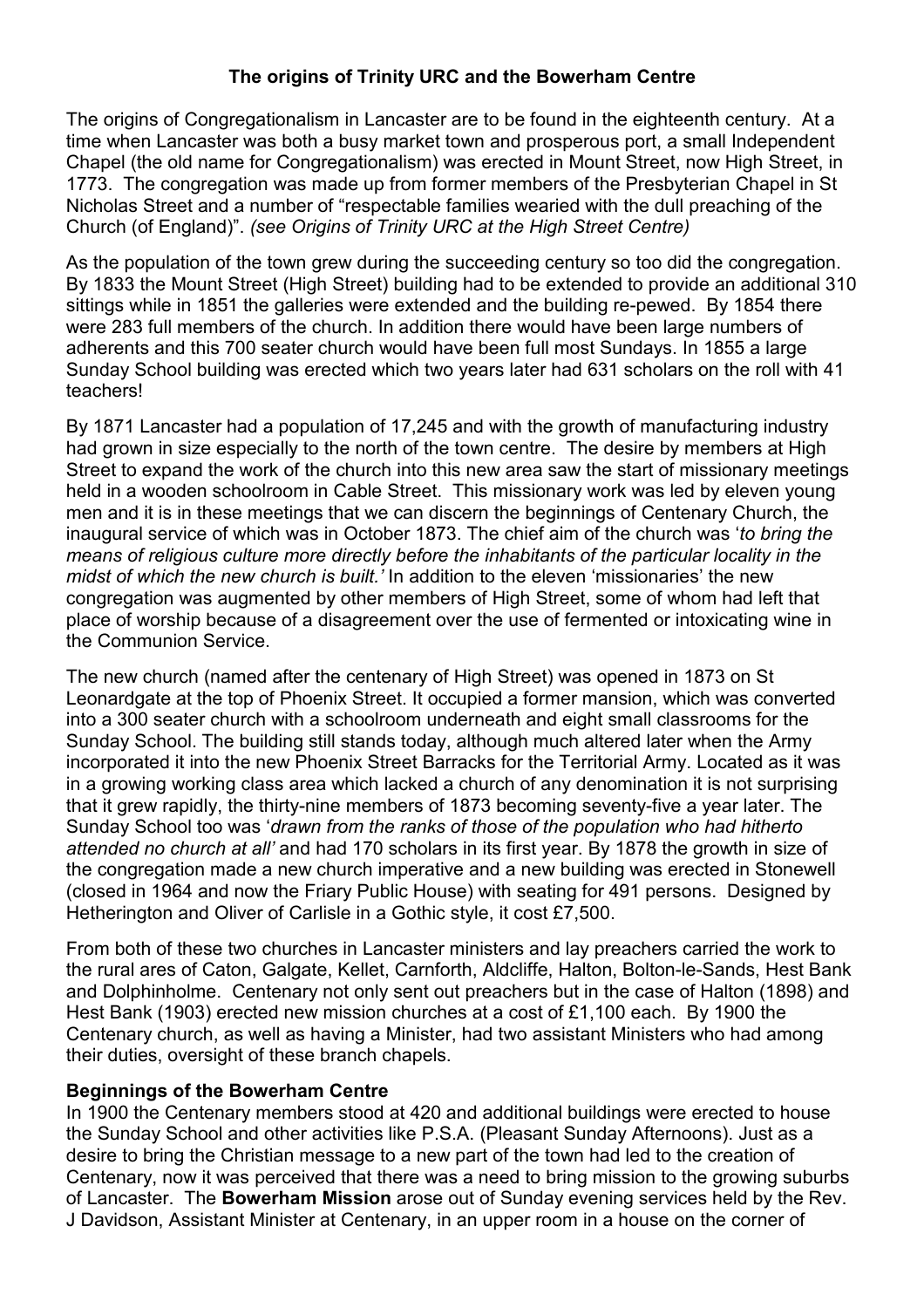# The origins of Trinity URC and the Bowerham Centre

The origins of Congregationalism in Lancaster are to be found in the eighteenth century. At a time when Lancaster was both a busy market town and prosperous port, a small Independent Chapel (the old name for Congregationalism) was erected in Mount Street, now High Street, in 1773. The congregation was made up from former members of the Presbyterian Chapel in St Nicholas Street and a number of "respectable families wearied with the dull preaching of the Church (of England)". *(see Origins of Trinity URC at the High Street Centre)*

As the population of the town grew during the succeeding century so too did the congregation. By 1833 the Mount Street (High Street) building had to be extended to provide an additional 310 sittings while in 1851 the galleries were extended and the building re-pewed. By 1854 there were 283 full members of the church. In addition there would have been large numbers of adherents and this 700 seater church would have been full most Sundays. In 1855 a large Sunday School building was erected which two years later had 631 scholars on the roll with 41 teachers!

By 1871 Lancaster had a population of 17,245 and with the growth of manufacturing industry had grown in size especially to the north of the town centre. The desire by members at High Street to expand the work of the church into this new area saw the start of missionary meetings held in a wooden schoolroom in Cable Street. This missionary work was led by eleven young men and it is in these meetings that we can discern the beginnings of Centenary Church, the inaugural service of which was in October 1873. The chief aim of the church was '*to bring the means of religious culture more directly before the inhabitants of the particular locality in the midst of which the new church is built.'* In addition to the eleven 'missionaries' the new congregation was augmented by other members of High Street, some of whom had left that place of worship because of a disagreement over the use of fermented or intoxicating wine in the Communion Service.

The new church (named after the centenary of High Street) was opened in 1873 on St Leonardgate at the top of Phoenix Street. It occupied a former mansion, which was converted into a 300 seater church with a schoolroom underneath and eight small classrooms for the Sunday School. The building still stands today, although much altered later when the Army incorporated it into the new Phoenix Street Barracks for the Territorial Army. Located as it was in a growing working class area which lacked a church of any denomination it is not surprising that it grew rapidly, the thirty-nine members of 1873 becoming seventy-five a year later. The Sunday School too was '*drawn from the ranks of those of the population who had hitherto attended no church at all'* and had 170 scholars in its first year. By 1878 the growth in size of the congregation made a new church imperative and a new building was erected in Stonewell (closed in 1964 and now the Friary Public House) with seating for 491 persons. Designed by Hetherington and Oliver of Carlisle in a Gothic style, it cost £7,500.

From both of these two churches in Lancaster ministers and lay preachers carried the work to the rural ares of Caton, Galgate, Kellet, Carnforth, Aldcliffe, Halton, Bolton-le-Sands, Hest Bank and Dolphinholme. Centenary not only sent out preachers but in the case of Halton (1898) and Hest Bank (1903) erected new mission churches at a cost of £1,100 each. By 1900 the Centenary church, as well as having a Minister, had two assistant Ministers who had among their duties, oversight of these branch chapels.

## Beginnings of the Bowerham Centre

In 1900 the Centenary members stood at 420 and additional buildings were erected to house the Sunday School and other activities like P.S.A. (Pleasant Sunday Afternoons). Just as a desire to bring the Christian message to a new part of the town had led to the creation of Centenary, now it was perceived that there was a need to bring mission to the growing suburbs of Lancaster. The **Bowerham Mission** arose out of Sunday evening services held by the Rev. J Davidson, Assistant Minister at Centenary, in an upper room in a house on the corner of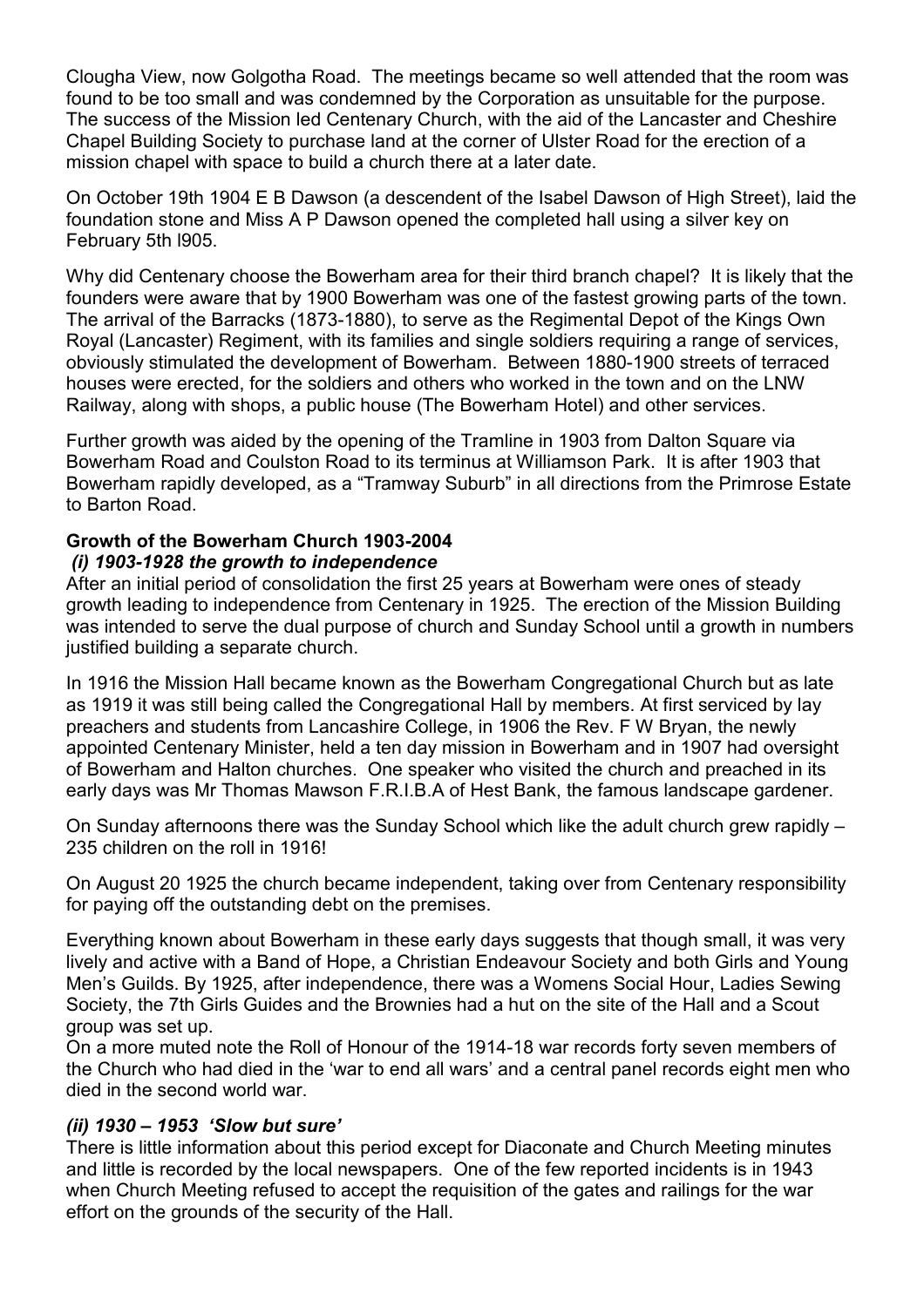Clougha View, now Golgotha Road. The meetings became so well attended that the room was found to be too small and was condemned by the Corporation as unsuitable for the purpose. The success of the Mission led Centenary Church, with the aid of the Lancaster and Cheshire Chapel Building Society to purchase land at the corner of Ulster Road for the erection of a mission chapel with space to build a church there at a later date.

On October 19th 1904 E B Dawson (a descendent of the Isabel Dawson of High Street), laid the foundation stone and Miss A P Dawson opened the completed hall using a silver key on February 5th l905.

Why did Centenary choose the Bowerham area for their third branch chapel? It is likely that the founders were aware that by 1900 Bowerham was one of the fastest growing parts of the town. The arrival of the Barracks (1873-1880), to serve as the Regimental Depot of the Kings Own Royal (Lancaster) Regiment, with its families and single soldiers requiring a range of services, obviously stimulated the development of Bowerham. Between 1880-1900 streets of terraced houses were erected, for the soldiers and others who worked in the town and on the LNW Railway, along with shops, a public house (The Bowerham Hotel) and other services.

Further growth was aided by the opening of the Tramline in 1903 from Dalton Square via Bowerham Road and Coulston Road to its terminus at Williamson Park. It is after 1903 that Bowerham rapidly developed, as a "Tramway Suburb" in all directions from the Primrose Estate to Barton Road.

**Growth of the Bowerham Church 1903-2004**

***(i) 1903-1928 the growth to independence***

After an initial period of consolidation the first 25 years at Bowerham were ones of steady growth leading to independence from Centenary in 1925. The erection of the Mission Building was intended to serve the dual purpose of church and Sunday School until a growth in numbers justified building a separate church.

In 1916 the Mission Hall became known as the Bowerham Congregational Church but as late as 1919 it was still being called the Congregational Hall by members. At first serviced by lay preachers and students from Lancashire College, in 1906 the Rev. F W Bryan, the newly appointed Centenary Minister, held a ten day mission in Bowerham and in 1907 had oversight of Bowerham and Halton churches. One speaker who visited the church and preached in its early days was Mr Thomas Mawson F.R.I.B.A of Hest Bank, the famous landscape gardener.

On Sunday afternoons there was the Sunday School which like the adult church grew rapidly – 235 children on the roll in 1916!

On August 20 1925 the church became independent, taking over from Centenary responsibility for paying off the outstanding debt on the premises.

Everything known about Bowerham in these early days suggests that though small, it was very lively and active with a Band of Hope, a Christian Endeavour Society and both Girls and Young Men's Guilds. By 1925, after independence, there was a Womens Social Hour, Ladies Sewing Society, the 7th Girls Guides and the Brownies had a hut on the site of the Hall and a Scout group was set up.

On a more muted note the Roll of Honour of the 1914-18 war records forty seven members of the Church who had died in the 'war to end all wars' and a central panel records eight men who died in the second world war.

***(ii) 1930 – 1953 'Slow but sure'***

There is little information about this period except for Diaconate and Church Meeting minutes and little is recorded by the local newspapers. One of the few reported incidents is in 1943 when Church Meeting refused to accept the requisition of the gates and railings for the war effort on the grounds of the security of the Hall.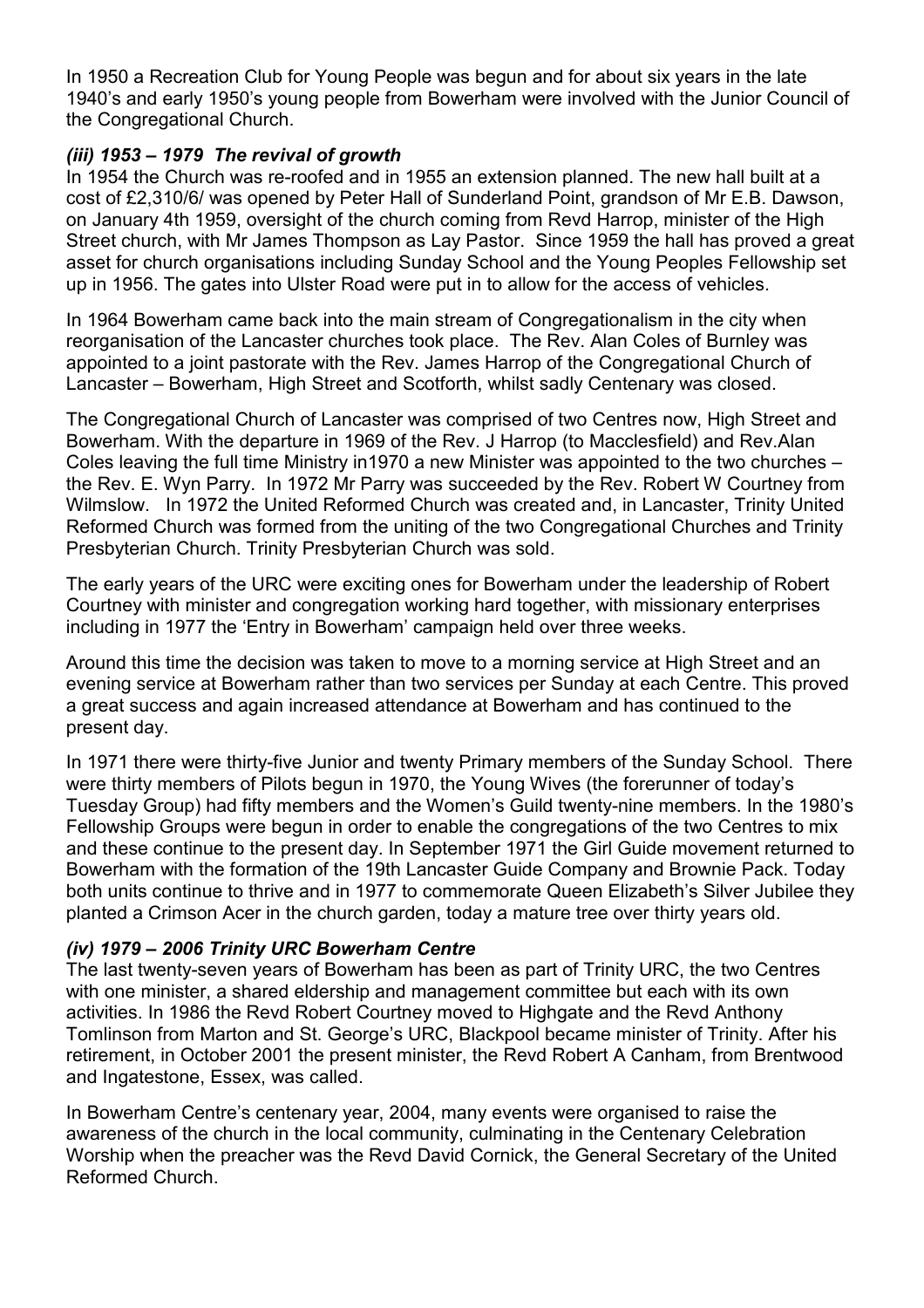In 1950 a Recreation Club for Young People was begun and for about six years in the late 1940's and early 1950's young people from Bowerham were involved with the Junior Council of the Congregational Church.

### *(iii) 1953 – 1979 The revival of growth*

In 1954 the Church was re-roofed and in 1955 an extension planned. The new hall built at a cost of £2,310/6/ was opened by Peter Hall of Sunderland Point, grandson of Mr E.B. Dawson, on January 4th 1959, oversight of the church coming from Revd Harrop, minister of the High Street church, with Mr James Thompson as Lay Pastor. Since 1959 the hall has proved a great asset for church organisations including Sunday School and the Young Peoples Fellowship set up in 1956. The gates into Ulster Road were put in to allow for the access of vehicles.

In 1964 Bowerham came back into the main stream of Congregationalism in the city when reorganisation of the Lancaster churches took place. The Rev. Alan Coles of Burnley was appointed to a joint pastorate with the Rev. James Harrop of the Congregational Church of Lancaster – Bowerham, High Street and Scotforth, whilst sadly Centenary was closed.

The Congregational Church of Lancaster was comprised of two Centres now, High Street and Bowerham. With the departure in 1969 of the Rev. J Harrop (to Macclesfield) and Rev.Alan Coles leaving the full time Ministry in1970 a new Minister was appointed to the two churches – the Rev. E. Wyn Parry. In 1972 Mr Parry was succeeded by the Rev. Robert W Courtney from Wilmslow. In 1972 the United Reformed Church was created and, in Lancaster, Trinity United Reformed Church was formed from the uniting of the two Congregational Churches and Trinity Presbyterian Church. Trinity Presbyterian Church was sold.

The early years of the URC were exciting ones for Bowerham under the leadership of Robert Courtney with minister and congregation working hard together, with missionary enterprises including in 1977 the 'Entry in Bowerham' campaign held over three weeks.

Around this time the decision was taken to move to a morning service at High Street and an evening service at Bowerham rather than two services per Sunday at each Centre. This proved a great success and again increased attendance at Bowerham and has continued to the present day.

In 1971 there were thirty-five Junior and twenty Primary members of the Sunday School. There were thirty members of Pilots begun in 1970, the Young Wives (the forerunner of today's Tuesday Group) had fifty members and the Women's Guild twenty-nine members. In the 1980's Fellowship Groups were begun in order to enable the congregations of the two Centres to mix and these continue to the present day. In September 1971 the Girl Guide movement returned to Bowerham with the formation of the 19th Lancaster Guide Company and Brownie Pack. Today both units continue to thrive and in 1977 to commemorate Queen Elizabeth's Silver Jubilee they planted a Crimson Acer in the church garden, today a mature tree over thirty years old.

### *(iv) 1979 – 2006 Trinity URC Bowerham Centre*

The last twenty-seven years of Bowerham has been as part of Trinity URC, the two Centres with one minister, a shared eldership and management committee but each with its own activities. In 1986 the Revd Robert Courtney moved to Highgate and the Revd Anthony Tomlinson from Marton and St. George's URC, Blackpool became minister of Trinity. After his retirement, in October 2001 the present minister, the Revd Robert A Canham, from Brentwood and Ingatestone, Essex, was called.

In Bowerham Centre's centenary year, 2004, many events were organised to raise the awareness of the church in the local community, culminating in the Centenary Celebration Worship when the preacher was the Revd David Cornick, the General Secretary of the United Reformed Church.